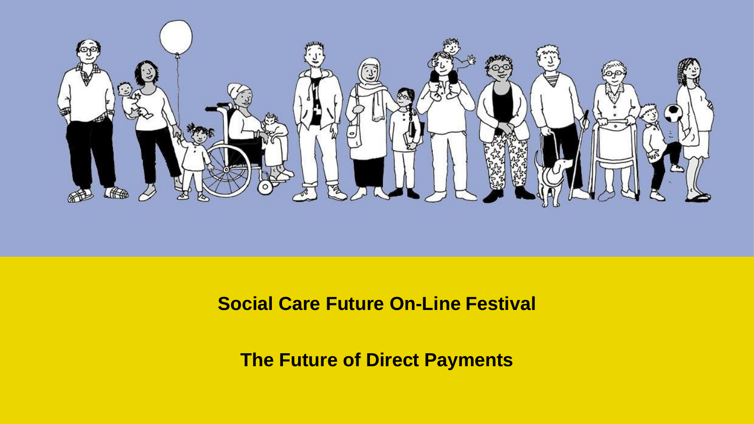# Social Care Future On-Line Festival

## The Future of Direct Payments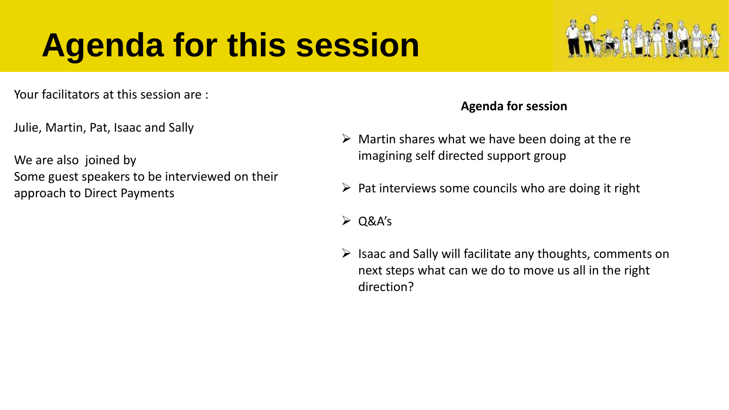# Agenda for this session

Your facilitators at this session are :

Julie, Martin, Pat, Isaac and Sally

We are also joined by
Some guest speakers to be interviewed on their approach to Direct Payments

**Agenda for session**

- Martin shares what we have been doing at the re imagining self directed support group
- Pat interviews some councils who are doing it right
- Q&A's
- Isaac and Sally will facilitate any thoughts, comments on next steps what can we do to move us all in the right direction?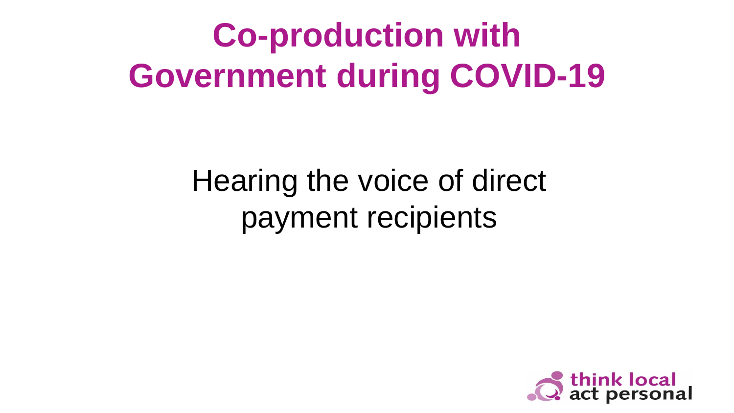# Co-production with Government during COVID-19

Hearing the voice of direct payment recipients

think local act personal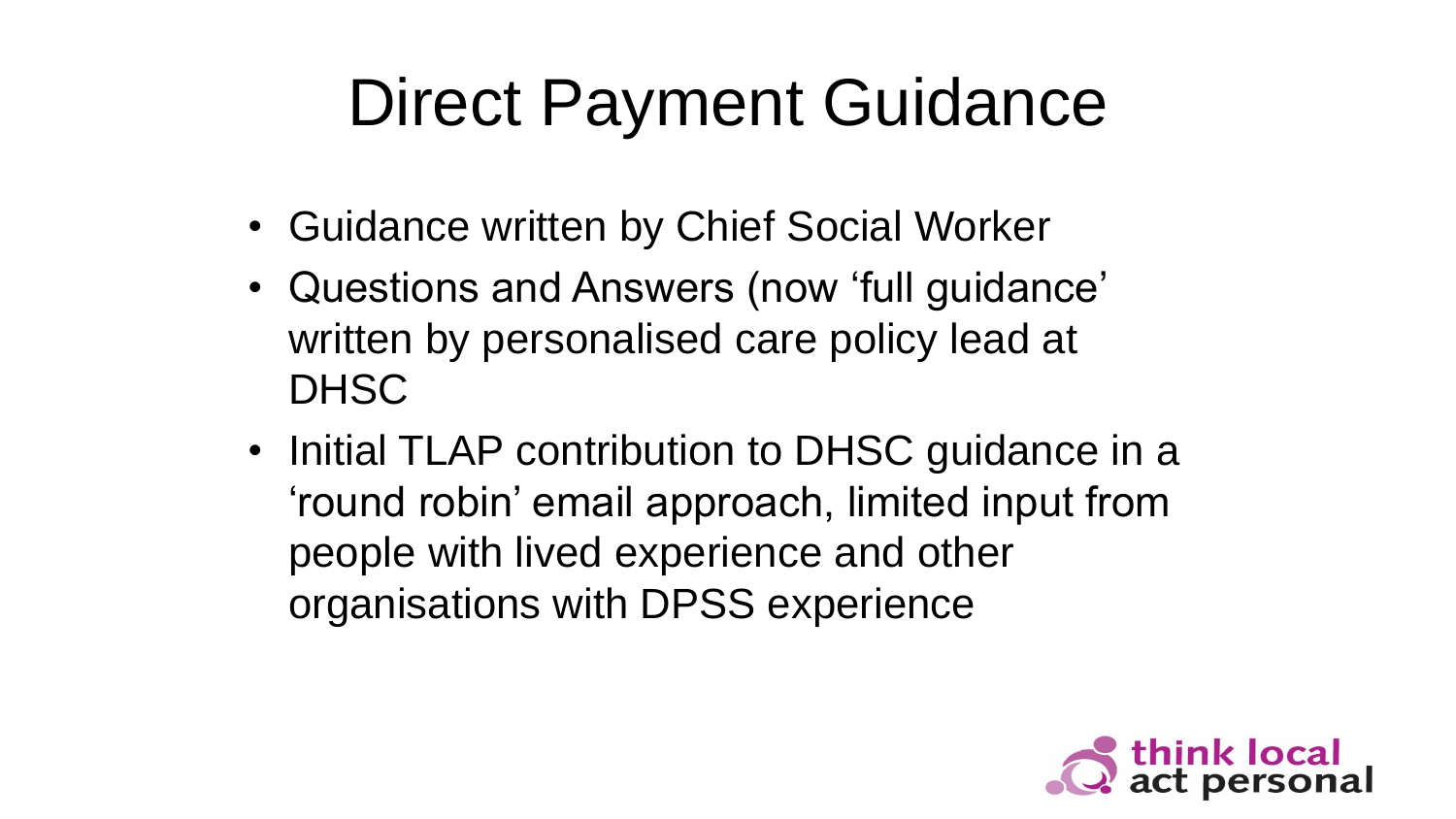# Direct Payment Guidance

- Guidance written by Chief Social Worker
- Questions and Answers (now 'full guidance' written by personalised care policy lead at DHSC
- Initial TLAP contribution to DHSC guidance in a 'round robin' email approach, limited input from people with lived experience and other organisations with DPSS experience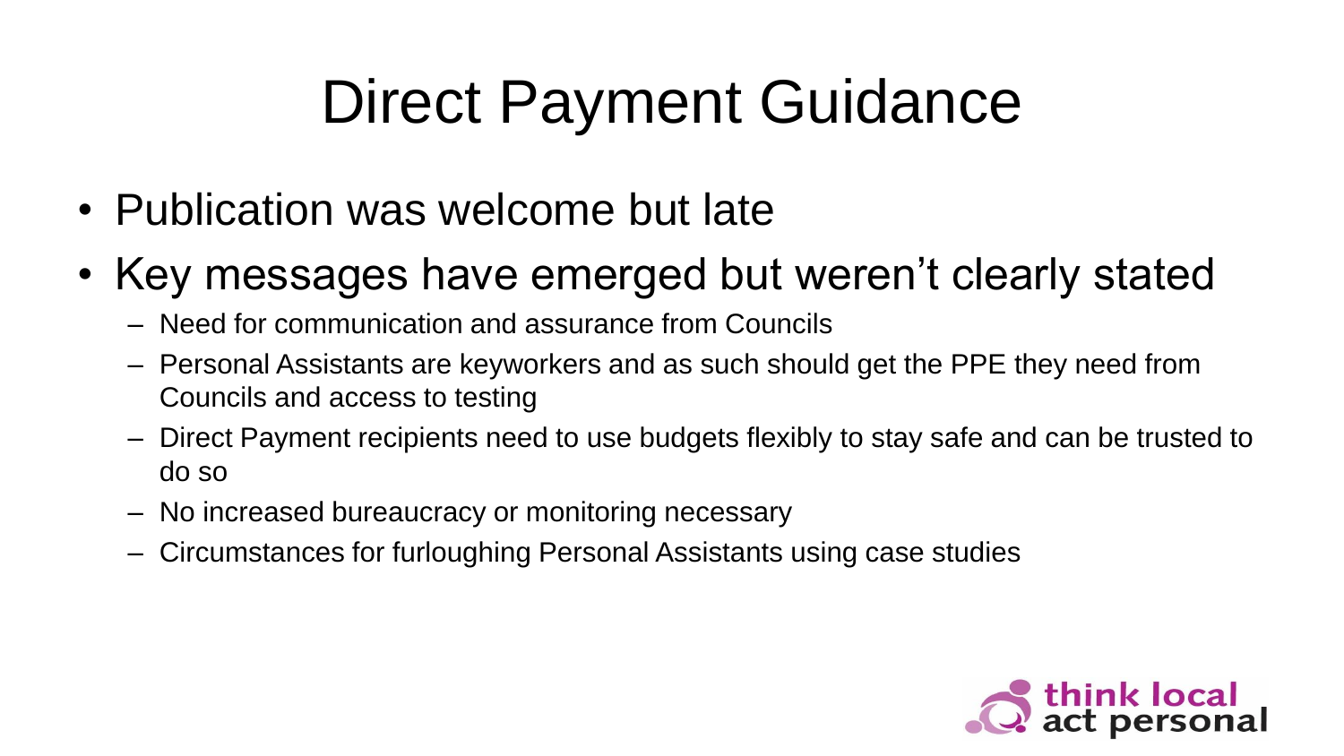# Direct Payment Guidance

- Publication was welcome but late
- Key messages have emerged but weren't clearly stated
  - Need for communication and assurance from Councils
  - Personal Assistants are keyworkers and as such should get the PPE they need from Councils and access to testing
  - Direct Payment recipients need to use budgets flexibly to stay safe and can be trusted to do so
  - No increased bureaucracy or monitoring necessary
  - Circumstances for furloughing Personal Assistants using case studies

think local act personal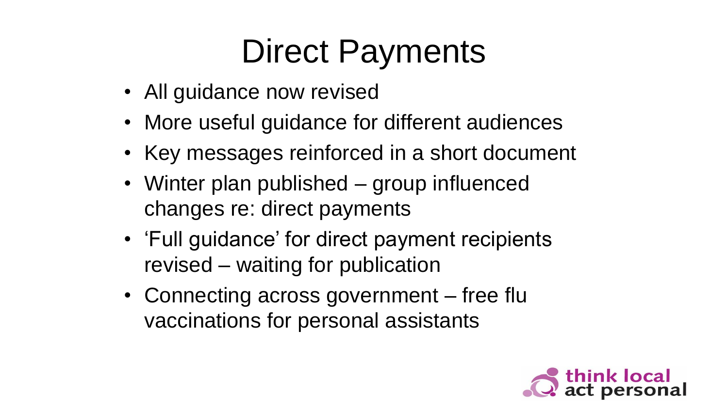# Direct Payments

- All guidance now revised
- More useful guidance for different audiences
- Key messages reinforced in a short document
- Winter plan published – group influenced changes re: direct payments
- 'Full guidance' for direct payment recipients revised – waiting for publication
- Connecting across government – free flu vaccinations for personal assistants

think local act personal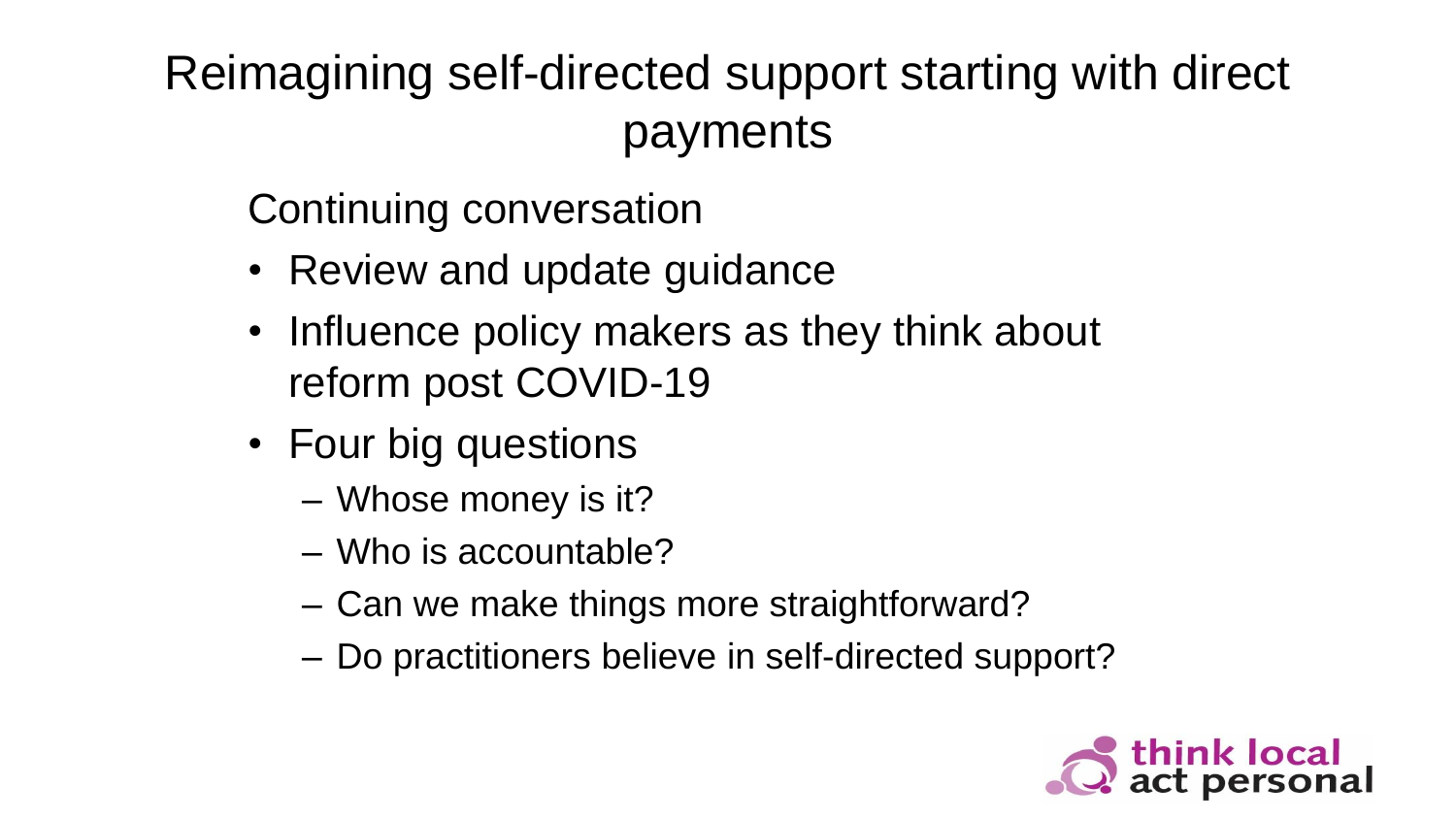# Reimagining self-directed support starting with direct payments

Continuing conversation

- Review and update guidance
- Influence policy makers as they think about reform post COVID-19
- Four big questions
  - Whose money is it?
  - Who is accountable?
  - Can we make things more straightforward?
  - Do practitioners believe in self-directed support?

think local act personal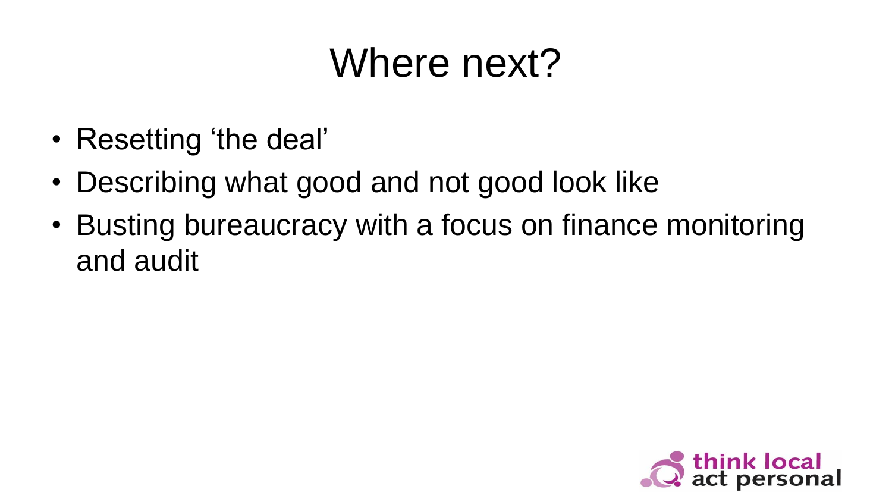# Where next?

- Resetting ‘the deal’
- Describing what good and not good look like
- Busting bureaucracy with a focus on finance monitoring and audit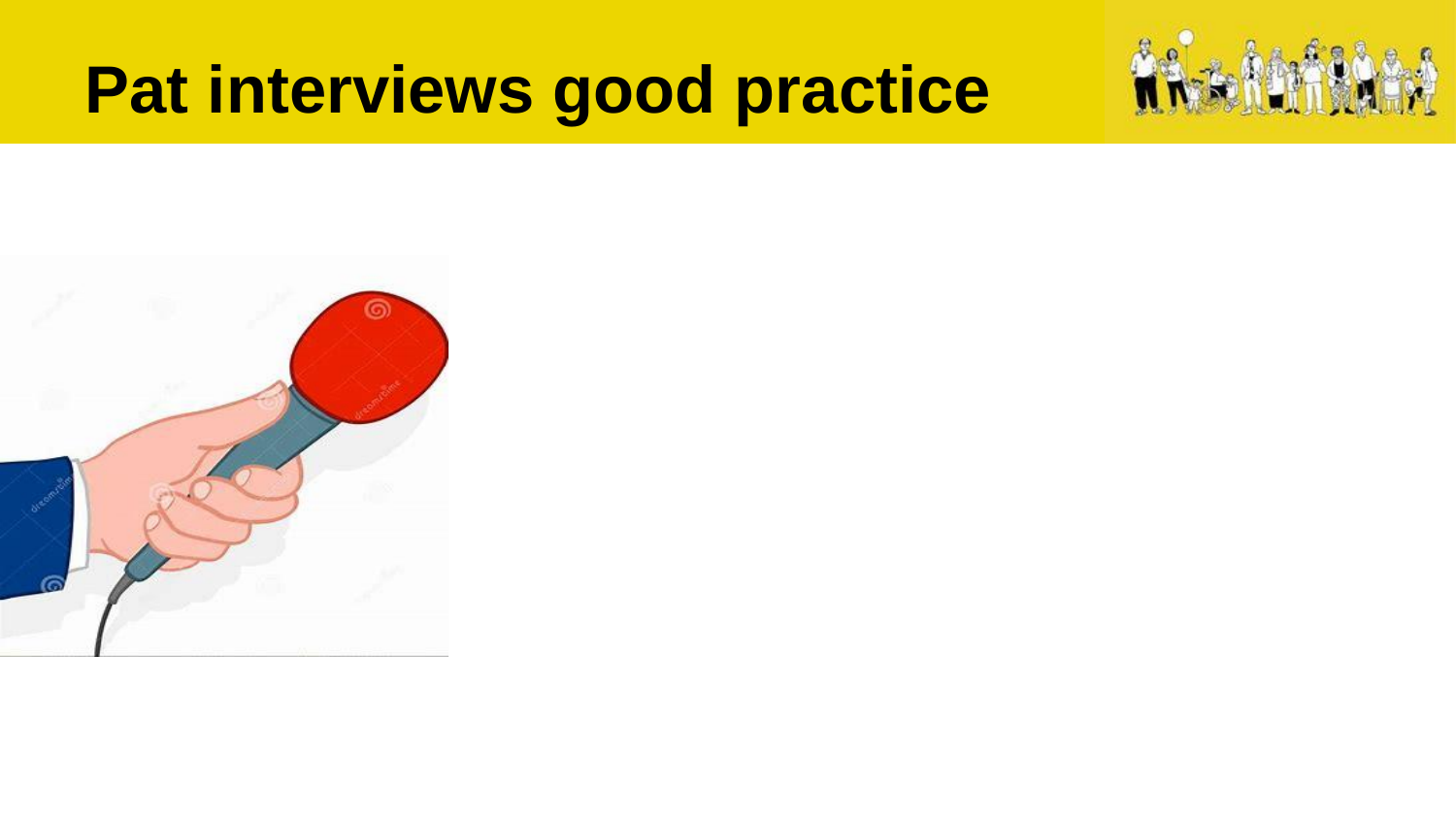# Pat interviews good practice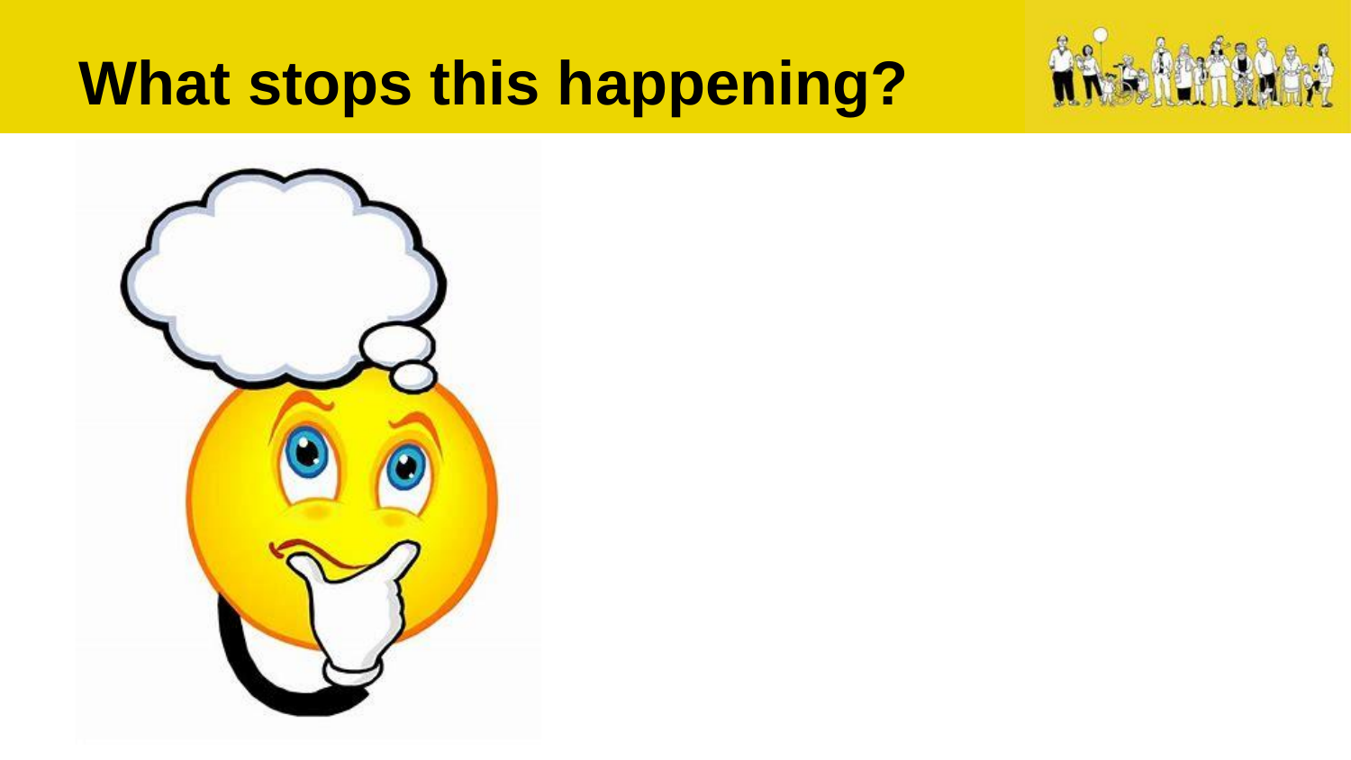# What stops this happening?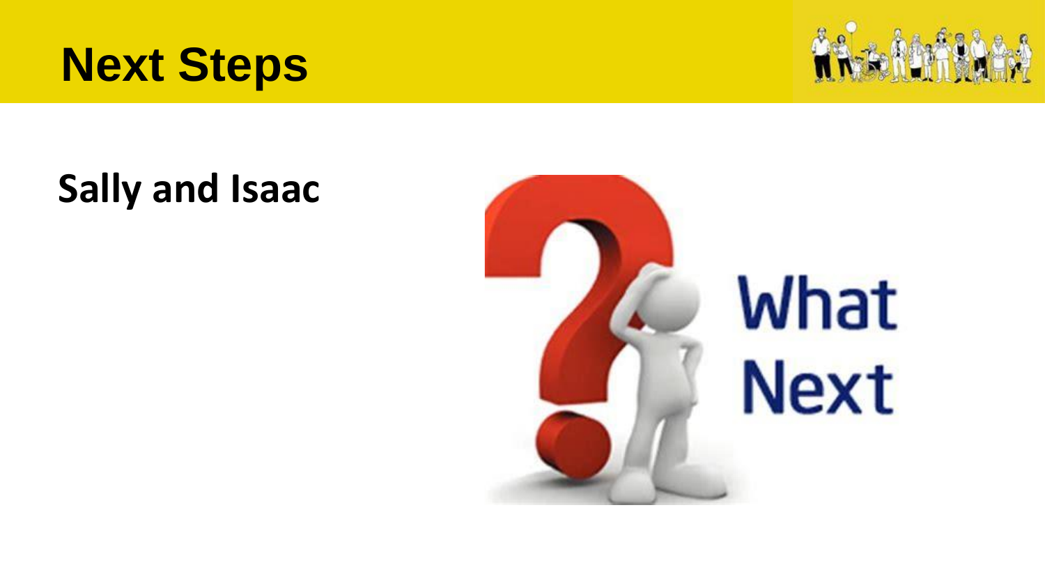# Next Steps

**Sally and Isaac**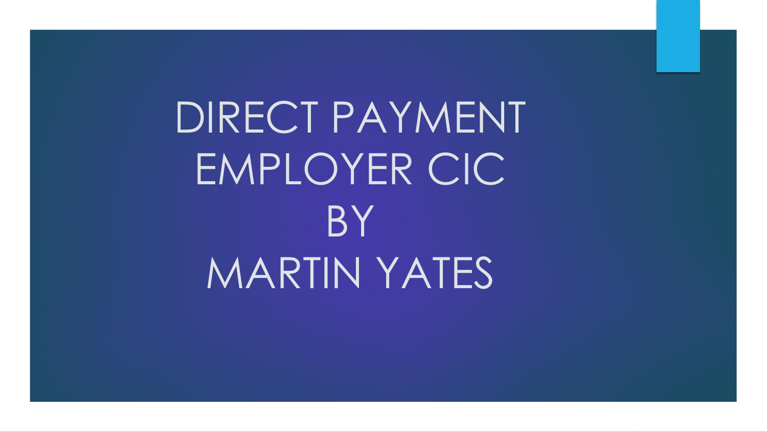# DIRECT PAYMENT EMPLOYER CIC
# BY
# MARTIN YATES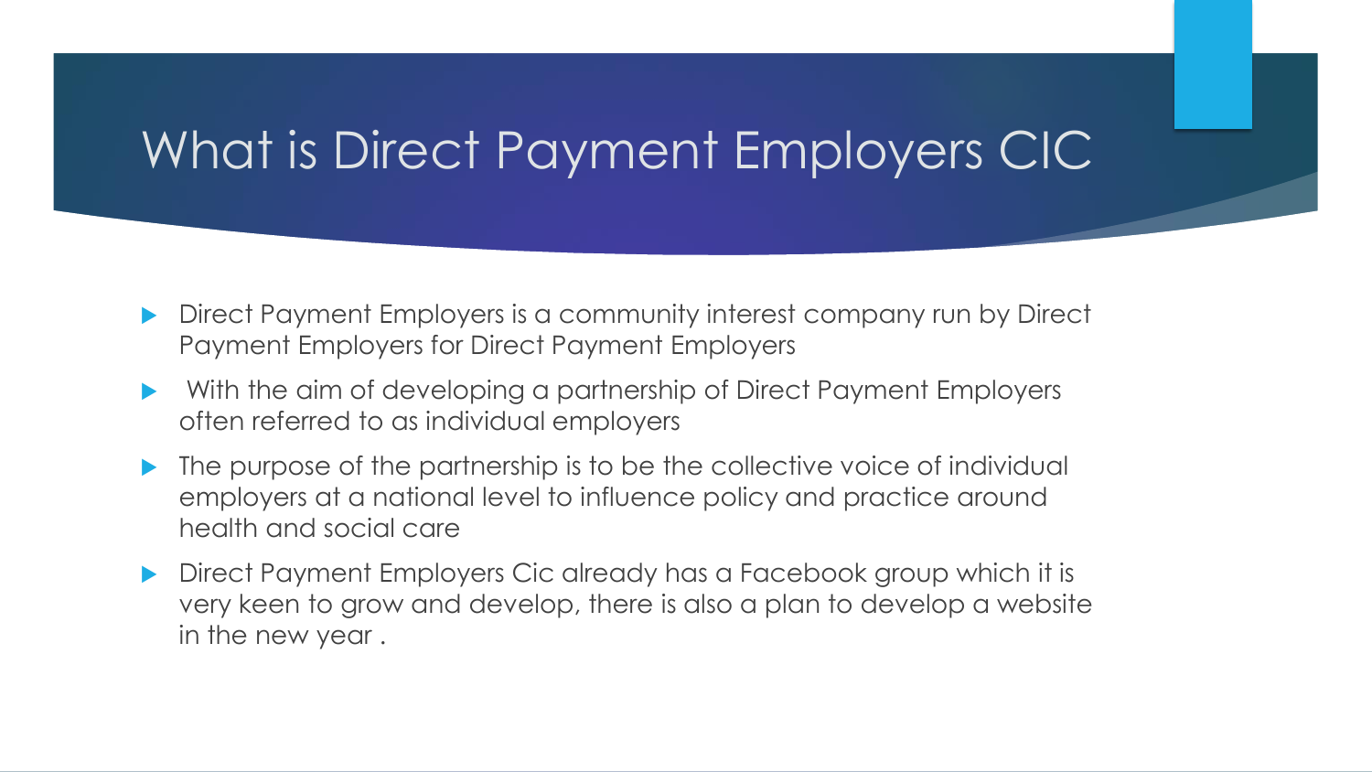# What is Direct Payment Employers CIC

- Direct Payment Employers is a community interest company run by Direct Payment Employers for Direct Payment Employers
- With the aim of developing a partnership of Direct Payment Employers often referred to as individual employers
- The purpose of the partnership is to be the collective voice of individual employers at a national level to influence policy and practice around health and social care
- Direct Payment Employers Cic already has a Facebook group which it is very keen to grow and develop, there is also a plan to develop a website in the new year .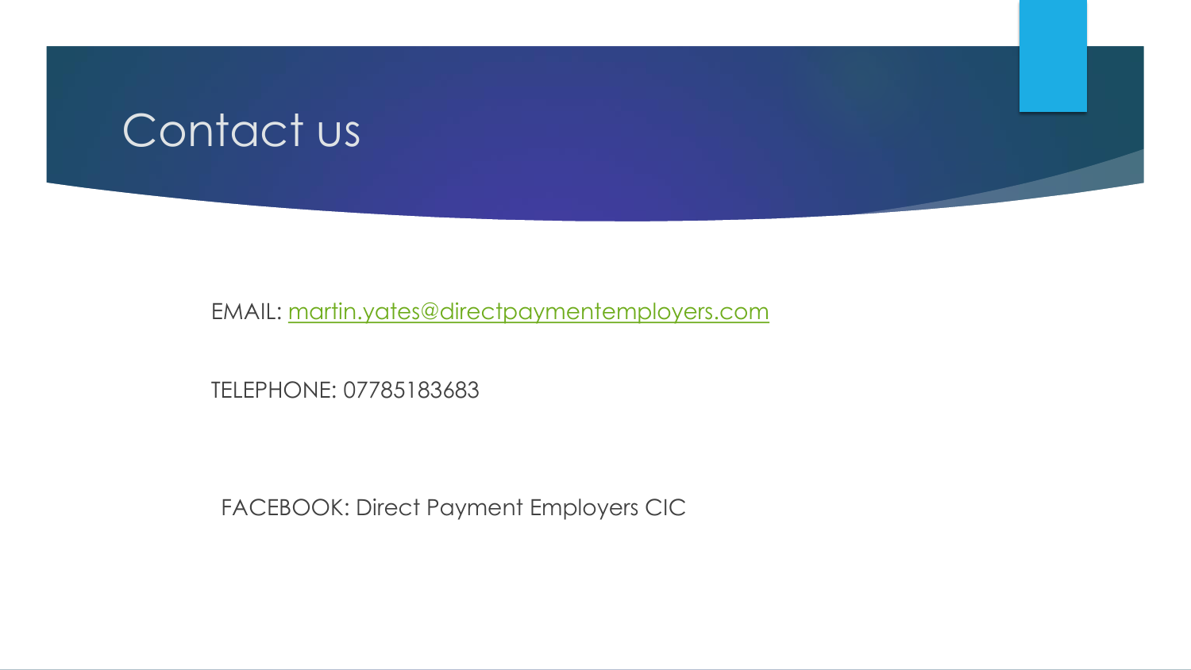# Contact us

EMAIL: [martin.yates@directpaymentemployers.com](mailto:martin.yates@directpaymentemployers.com)

TELEPHONE: 07785183683

FACEBOOK: Direct Payment Employers CIC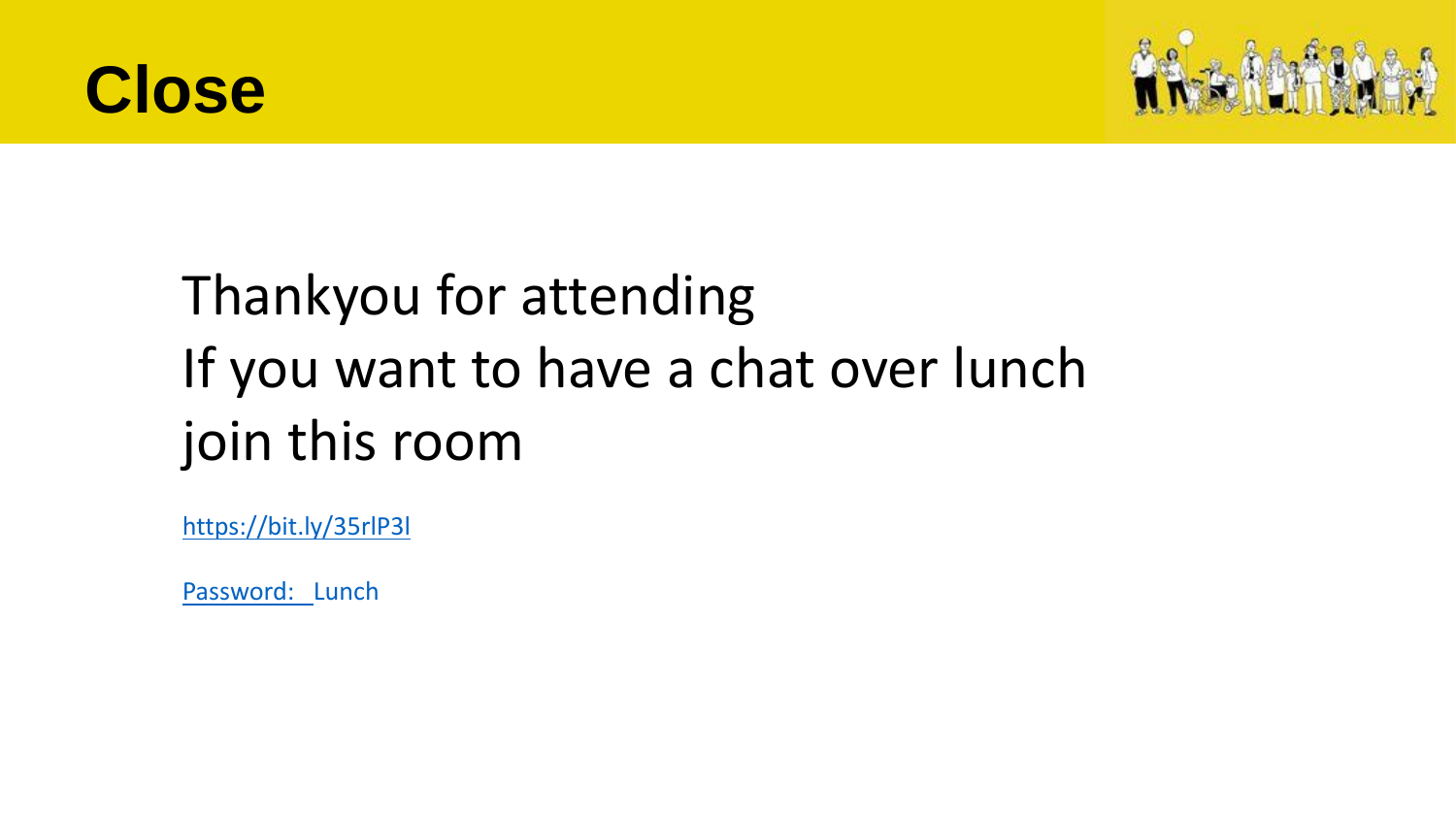# Close

Thankyou for attending
If you want to have a chat over lunch join this room

https://bit.ly/35rlP3l

Password: Lunch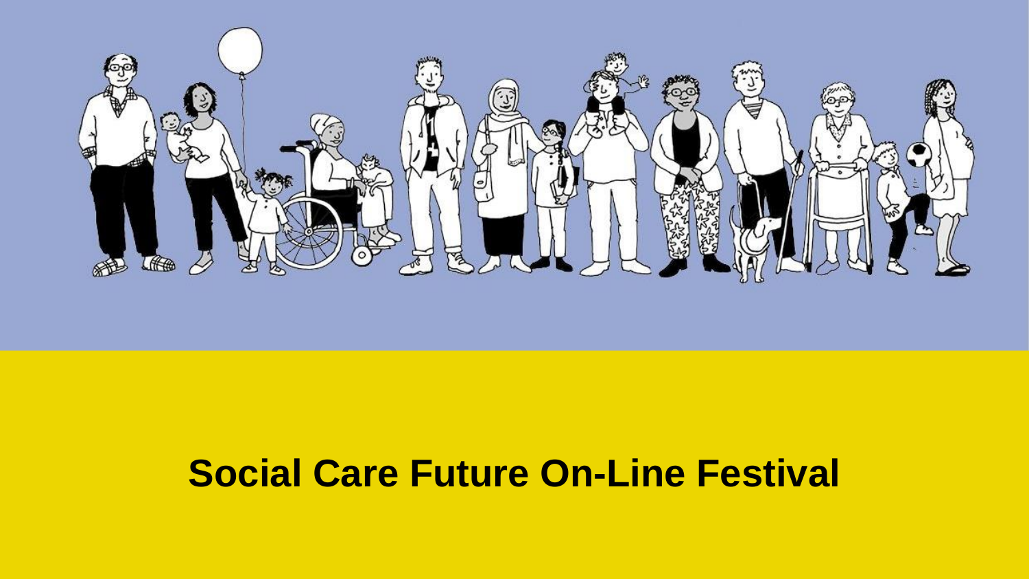# Social Care Future On-Line Festival